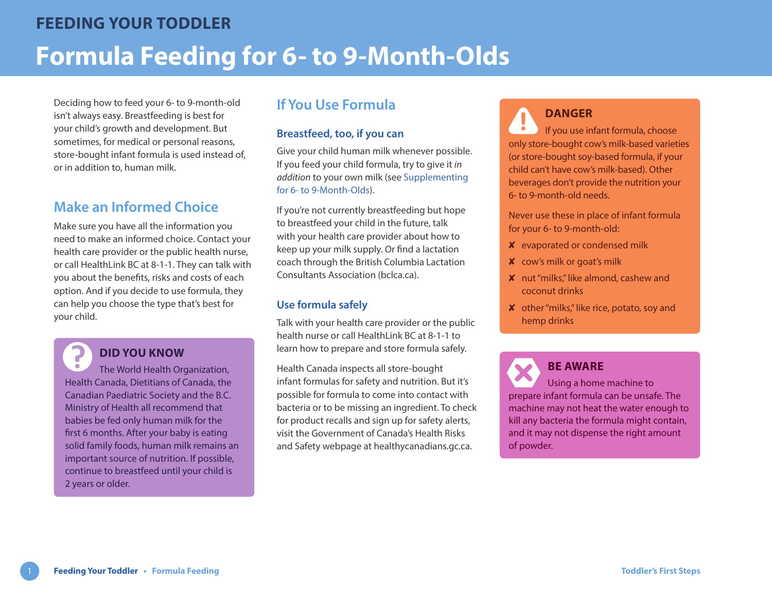# FEEDING YOUR TODDLER

# Formula Feeding for 6- to 9-Month-Olds

Deciding how to feed your 6- to 9-month-old isn't always easy. Breastfeeding is best for your child's growth and development. But sometimes, for medical or personal reasons, store-bought infant formula is used instead of, or in addition to, human milk.

## Make an Informed Choice

Make sure you have all the information you need to make an informed choice. Contact your health care provider or the public health nurse, or call HealthLink BC at 8-1-1. They can talk with you about the benefits, risks and costs of each option. And if you decide to use formula, they can help you choose the type that's best for your child.

> **DID YOU KNOW**
>
> The World Health Organization, Health Canada, Dietitians of Canada, the Canadian Paediatric Society and the B.C. Ministry of Health all recommend that babies be fed only human milk for the first 6 months. After your baby is eating solid family foods, human milk remains an important source of nutrition. If possible, continue to breastfeed until your child is 2 years or older.

## If You Use Formula

### Breastfeed, too, if you can

Give your child human milk whenever possible. If you feed your child formula, try to give it *in addition* to your own milk (see Supplementing for 6- to 9-Month-Olds).

If you're not currently breastfeeding but hope to breastfeed your child in the future, talk with your health care provider about how to keep up your milk supply. Or find a lactation coach through the British Columbia Lactation Consultants Association (bclca.ca).

### Use formula safely

Talk with your health care provider or the public health nurse or call HealthLink BC at 8-1-1 to learn how to prepare and store formula safely.

Health Canada inspects all store-bought infant formulas for safety and nutrition. But it's possible for formula to come into contact with bacteria or to be missing an ingredient. To check for product recalls and sign up for safety alerts, visit the Government of Canada's Health Risks and Safety webpage at healthycanadians.gc.ca.

> **DANGER**
>
> If you use infant formula, choose only store-bought cow's milk-based varieties (or store-bought soy-based formula, if your child can't have cow's milk-based). Other beverages don't provide the nutrition your 6- to 9-month-old needs.
>
> Never use these in place of infant formula for your 6- to 9-month-old:
>
> - ✘ evaporated or condensed milk
> - ✘ cow's milk or goat's milk
> - ✘ nut "milks," like almond, cashew and coconut drinks
> - ✘ other "milks," like rice, potato, soy and hemp drinks

> **BE AWARE**
>
> Using a home machine to prepare infant formula can be unsafe. The machine may not heat the water enough to kill any bacteria the formula might contain, and it may not dispense the right amount of powder.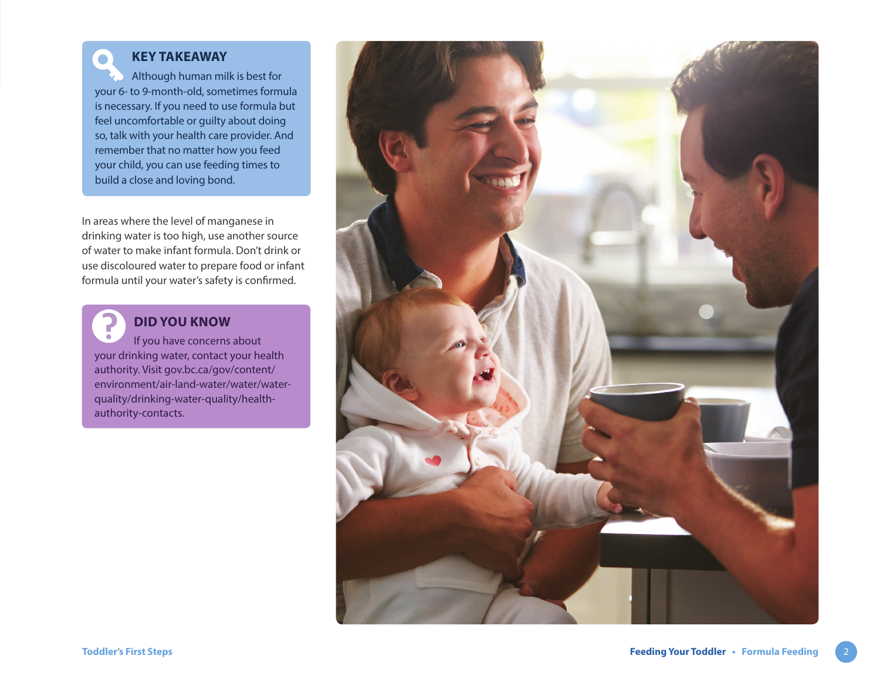### KEY TAKEAWAY

Although human milk is best for your 6- to 9-month-old, sometimes formula is necessary. If you need to use formula but feel uncomfortable or guilty about doing so, talk with your health care provider. And remember that no matter how you feed your child, you can use feeding times to build a close and loving bond.

In areas where the level of manganese in drinking water is too high, use another source of water to make infant formula. Don't drink or use discoloured water to prepare food or infant formula until your water's safety is confirmed.

### DID YOU KNOW

If you have concerns about your drinking water, contact your health authority. Visit gov.bc.ca/gov/content/environment/air-land-water/water/water-quality/drinking-water-quality/health-authority-contacts.